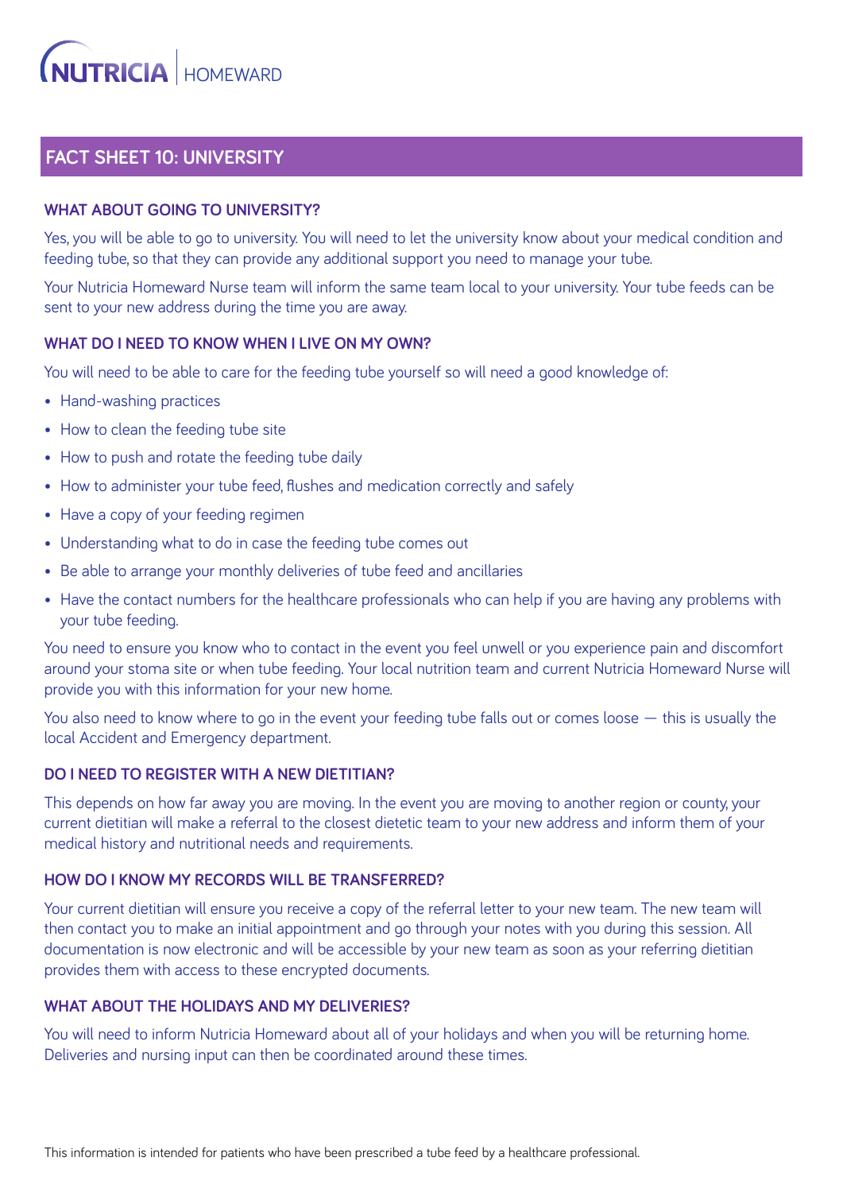NUTRICIA | HOMEWARD

# FACT SHEET 10: UNIVERSITY

## WHAT ABOUT GOING TO UNIVERSITY?

Yes, you will be able to go to university. You will need to let the university know about your medical condition and feeding tube, so that they can provide any additional support you need to manage your tube.

Your Nutricia Homeward Nurse team will inform the same team local to your university. Your tube feeds can be sent to your new address during the time you are away.

## WHAT DO I NEED TO KNOW WHEN I LIVE ON MY OWN?

You will need to be able to care for the feeding tube yourself so will need a good knowledge of:

- Hand-washing practices
- How to clean the feeding tube site
- How to push and rotate the feeding tube daily
- How to administer your tube feed, flushes and medication correctly and safely
- Have a copy of your feeding regimen
- Understanding what to do in case the feeding tube comes out
- Be able to arrange your monthly deliveries of tube feed and ancillaries
- Have the contact numbers for the healthcare professionals who can help if you are having any problems with your tube feeding.

You need to ensure you know who to contact in the event you feel unwell or you experience pain and discomfort around your stoma site or when tube feeding. Your local nutrition team and current Nutricia Homeward Nurse will provide you with this information for your new home.

You also need to know where to go in the event your feeding tube falls out or comes loose — this is usually the local Accident and Emergency department.

## DO I NEED TO REGISTER WITH A NEW DIETITIAN?

This depends on how far away you are moving. In the event you are moving to another region or county, your current dietitian will make a referral to the closest dietetic team to your new address and inform them of your medical history and nutritional needs and requirements.

## HOW DO I KNOW MY RECORDS WILL BE TRANSFERRED?

Your current dietitian will ensure you receive a copy of the referral letter to your new team. The new team will then contact you to make an initial appointment and go through your notes with you during this session. All documentation is now electronic and will be accessible by your new team as soon as your referring dietitian provides them with access to these encrypted documents.

## WHAT ABOUT THE HOLIDAYS AND MY DELIVERIES?

You will need to inform Nutricia Homeward about all of your holidays and when you will be returning home. Deliveries and nursing input can then be coordinated around these times.

This information is intended for patients who have been prescribed a tube feed by a healthcare professional.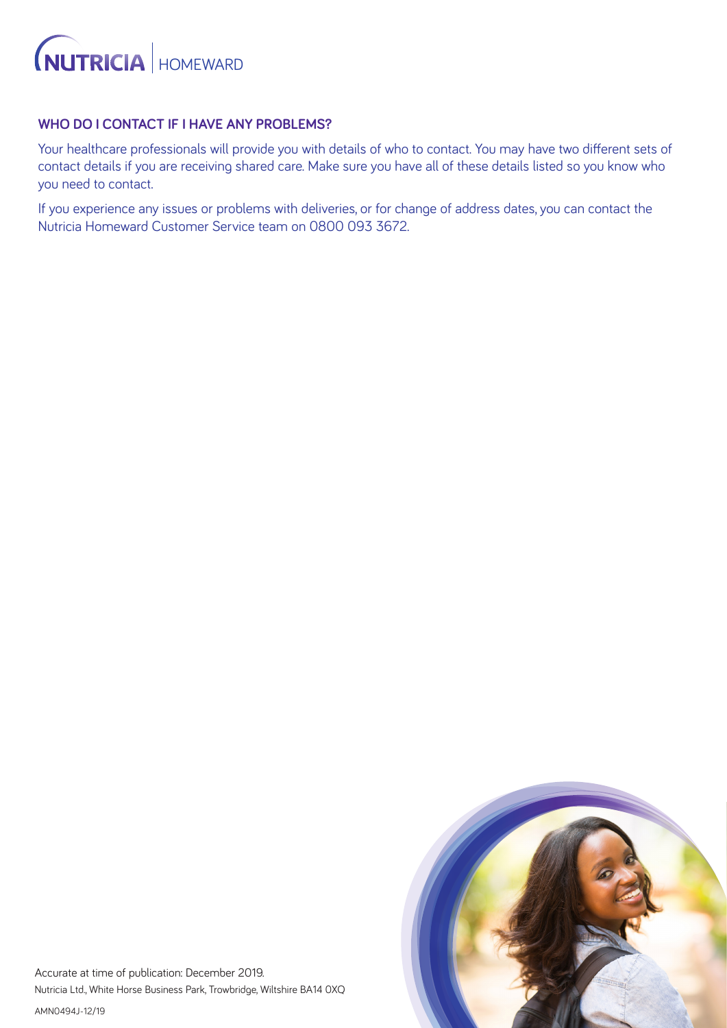## WHO DO I CONTACT IF I HAVE ANY PROBLEMS?

Your healthcare professionals will provide you with details of who to contact. You may have two different sets of contact details if you are receiving shared care. Make sure you have all of these details listed so you know who you need to contact.

If you experience any issues or problems with deliveries, or for change of address dates, you can contact the Nutricia Homeward Customer Service team on 0800 093 3672.

Accurate at time of publication: December 2019.

Nutricia Ltd., White Horse Business Park, Trowbridge, Wiltshire BA14 0XQ

AMN0494J-12/19